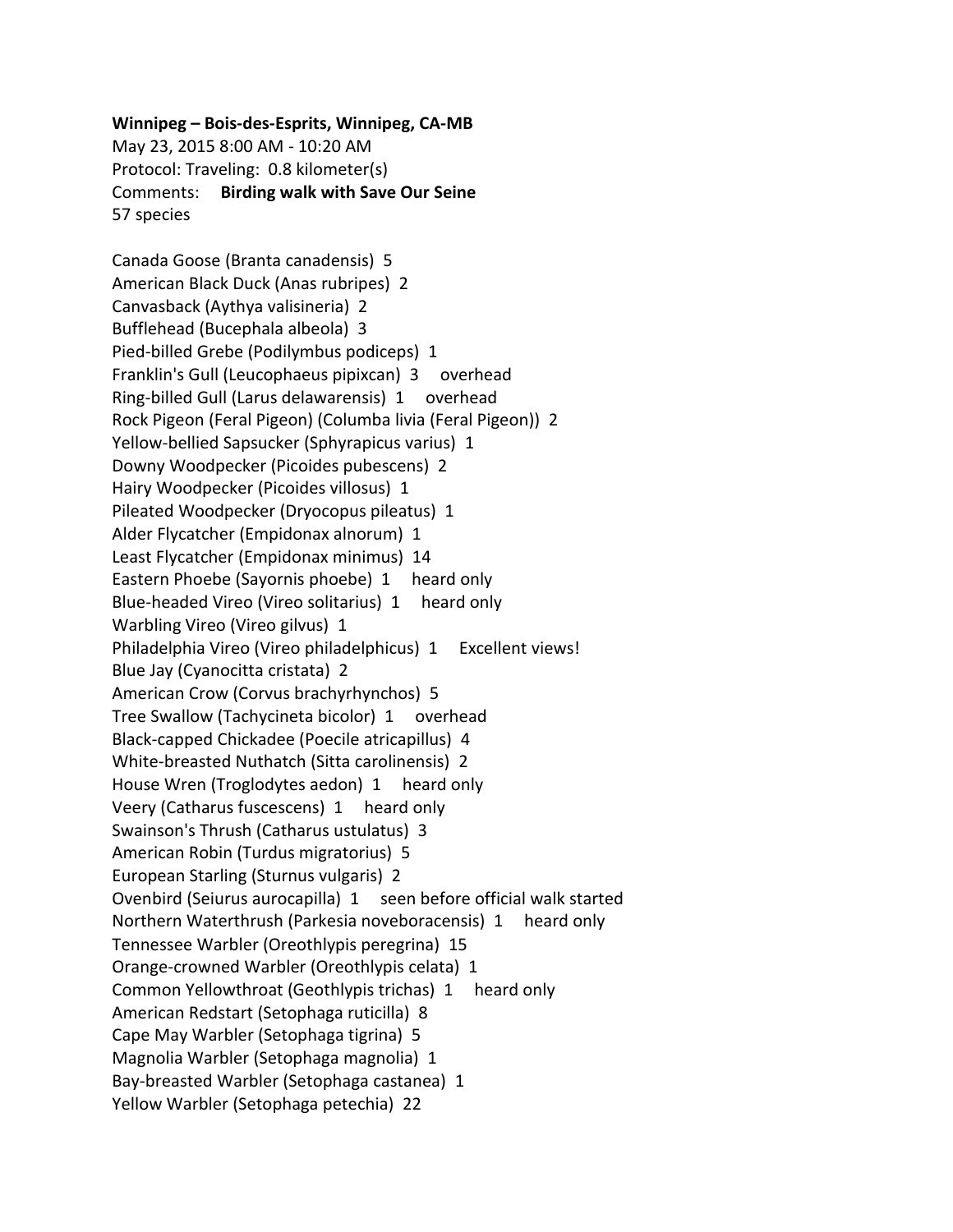**Winnipeg – Bois-des-Esprits, Winnipeg, CA-MB**

May 23, 2015 8:00 AM - 10:20 AM

Protocol: Traveling: 0.8 kilometer(s)

Comments: **Birding walk with Save Our Seine**

57 species

Canada Goose (Branta canadensis) 5

American Black Duck (Anas rubripes) 2

Canvasback (Aythya valisineria) 2

Bufflehead (Bucephala albeola) 3

Pied-billed Grebe (Podilymbus podiceps) 1

Franklin's Gull (Leucophaeus pipixcan) 3 overhead

Ring-billed Gull (Larus delawarensis) 1 overhead

Rock Pigeon (Feral Pigeon) (Columba livia (Feral Pigeon)) 2

Yellow-bellied Sapsucker (Sphyrapicus varius) 1

Downy Woodpecker (Picoides pubescens) 2

Hairy Woodpecker (Picoides villosus) 1

Pileated Woodpecker (Dryocopus pileatus) 1

Alder Flycatcher (Empidonax alnorum) 1

Least Flycatcher (Empidonax minimus) 14

Eastern Phoebe (Sayornis phoebe) 1 heard only

Blue-headed Vireo (Vireo solitarius) 1 heard only

Warbling Vireo (Vireo gilvus) 1

Philadelphia Vireo (Vireo philadelphicus) 1 Excellent views!

Blue Jay (Cyanocitta cristata) 2

American Crow (Corvus brachyrhynchos) 5

Tree Swallow (Tachycineta bicolor) 1 overhead

Black-capped Chickadee (Poecile atricapillus) 4

White-breasted Nuthatch (Sitta carolinensis) 2

House Wren (Troglodytes aedon) 1 heard only

Veery (Catharus fuscescens) 1 heard only

Swainson's Thrush (Catharus ustulatus) 3

American Robin (Turdus migratorius) 5

European Starling (Sturnus vulgaris) 2

Ovenbird (Seiurus aurocapilla) 1 seen before official walk started

Northern Waterthrush (Parkesia noveboracensis) 1 heard only

Tennessee Warbler (Oreothlypis peregrina) 15

Orange-crowned Warbler (Oreothlypis celata) 1

Common Yellowthroat (Geothlypis trichas) 1 heard only

American Redstart (Setophaga ruticilla) 8

Cape May Warbler (Setophaga tigrina) 5

Magnolia Warbler (Setophaga magnolia) 1

Bay-breasted Warbler (Setophaga castanea) 1

Yellow Warbler (Setophaga petechia) 22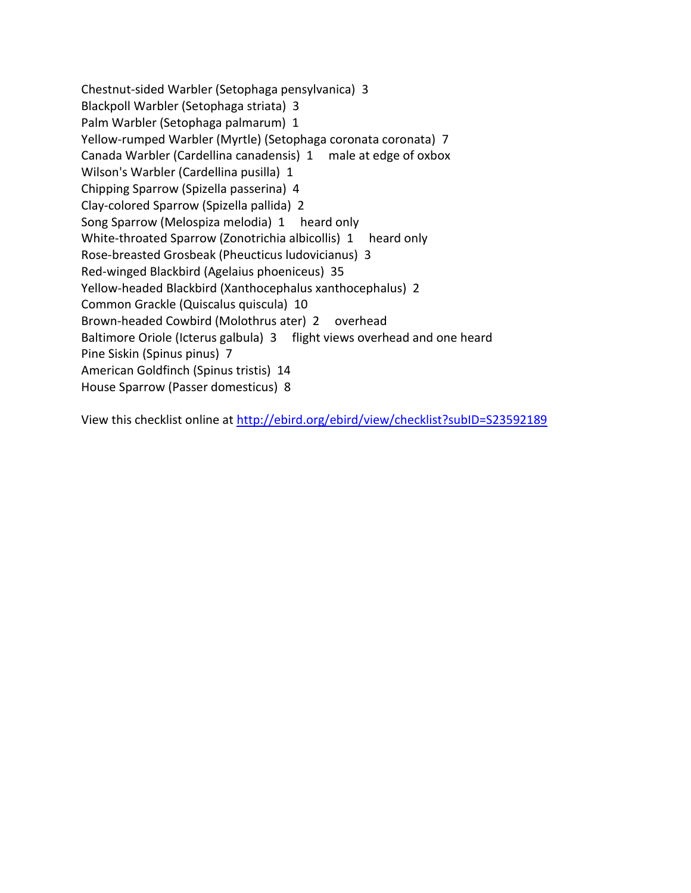Chestnut-sided Warbler (Setophaga pensylvanica)  3
Blackpoll Warbler (Setophaga striata)  3
Palm Warbler (Setophaga palmarum)  1
Yellow-rumped Warbler (Myrtle) (Setophaga coronata coronata)  7
Canada Warbler (Cardellina canadensis)  1     male at edge of oxbox
Wilson's Warbler (Cardellina pusilla)  1
Chipping Sparrow (Spizella passerina)  4
Clay-colored Sparrow (Spizella pallida)  2
Song Sparrow (Melospiza melodia)  1     heard only
White-throated Sparrow (Zonotrichia albicollis)  1     heard only
Rose-breasted Grosbeak (Pheucticus ludovicianus)  3
Red-winged Blackbird (Agelaius phoeniceus)  35
Yellow-headed Blackbird (Xanthocephalus xanthocephalus)  2
Common Grackle (Quiscalus quiscula)  10
Brown-headed Cowbird (Molothrus ater)  2     overhead
Baltimore Oriole (Icterus galbula)  3     flight views overhead and one heard
Pine Siskin (Spinus pinus)  7
American Goldfinch (Spinus tristis)  14
House Sparrow (Passer domesticus)  8

View this checklist online at [http://ebird.org/ebird/view/checklist?subID=S23592189](http://ebird.org/ebird/view/checklist?subID=S23592189)